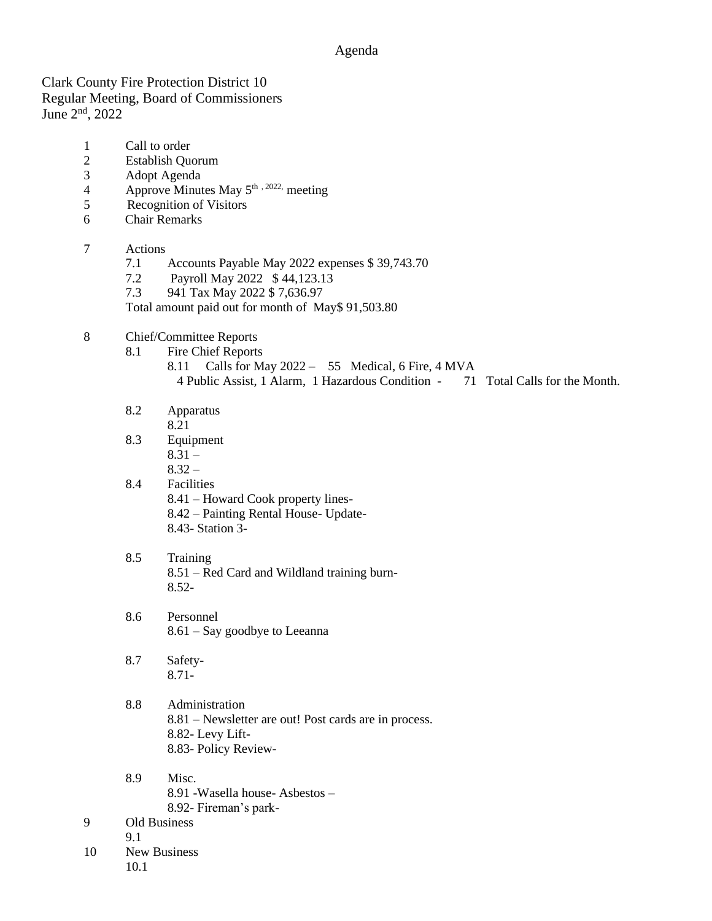# Agenda

Clark County Fire Protection District 10
Regular Meeting, Board of Commissioners
June 2nd, 2022

1. Call to order
2. Establish Quorum
3. Adopt Agenda
4. Approve Minutes May 5th, 2022, meeting
5. Recognition of Visitors
6. Chair Remarks

7. Actions
   - 7.1 Accounts Payable May 2022 expenses $ 39,743.70
   - 7.2 Payroll May 2022 $ 44,123.13
   - 7.3 941 Tax May 2022 $ 7,636.97

   Total amount paid out for month of May$ 91,503.80

8. Chief/Committee Reports
   - 8.1 Fire Chief Reports
     - 8.11 Calls for May 2022 – 55 Medical, 6 Fire, 4 MVA
       4 Public Assist, 1 Alarm, 1 Hazardous Condition - 71 Total Calls for the Month.
   - 8.2 Apparatus
     - 8.21
   - 8.3 Equipment
     - 8.31 –
     - 8.32 –
   - 8.4 Facilities
     - 8.41 – Howard Cook property lines-
     - 8.42 – Painting Rental House- Update-
     - 8.43- Station 3-
   - 8.5 Training
     - 8.51 – Red Card and Wildland training burn-
     - 8.52-
   - 8.6 Personnel
     - 8.61 – Say goodbye to Leeanna
   - 8.7 Safety-
     - 8.71-
   - 8.8 Administration
     - 8.81 – Newsletter are out! Post cards are in process.
     - 8.82- Levy Lift-
     - 8.83- Policy Review-
   - 8.9 Misc.
     - 8.91 -Wasella house- Asbestos –
     - 8.92- Fireman's park-

9. Old Business
   - 9.1

10. New Business
    - 10.1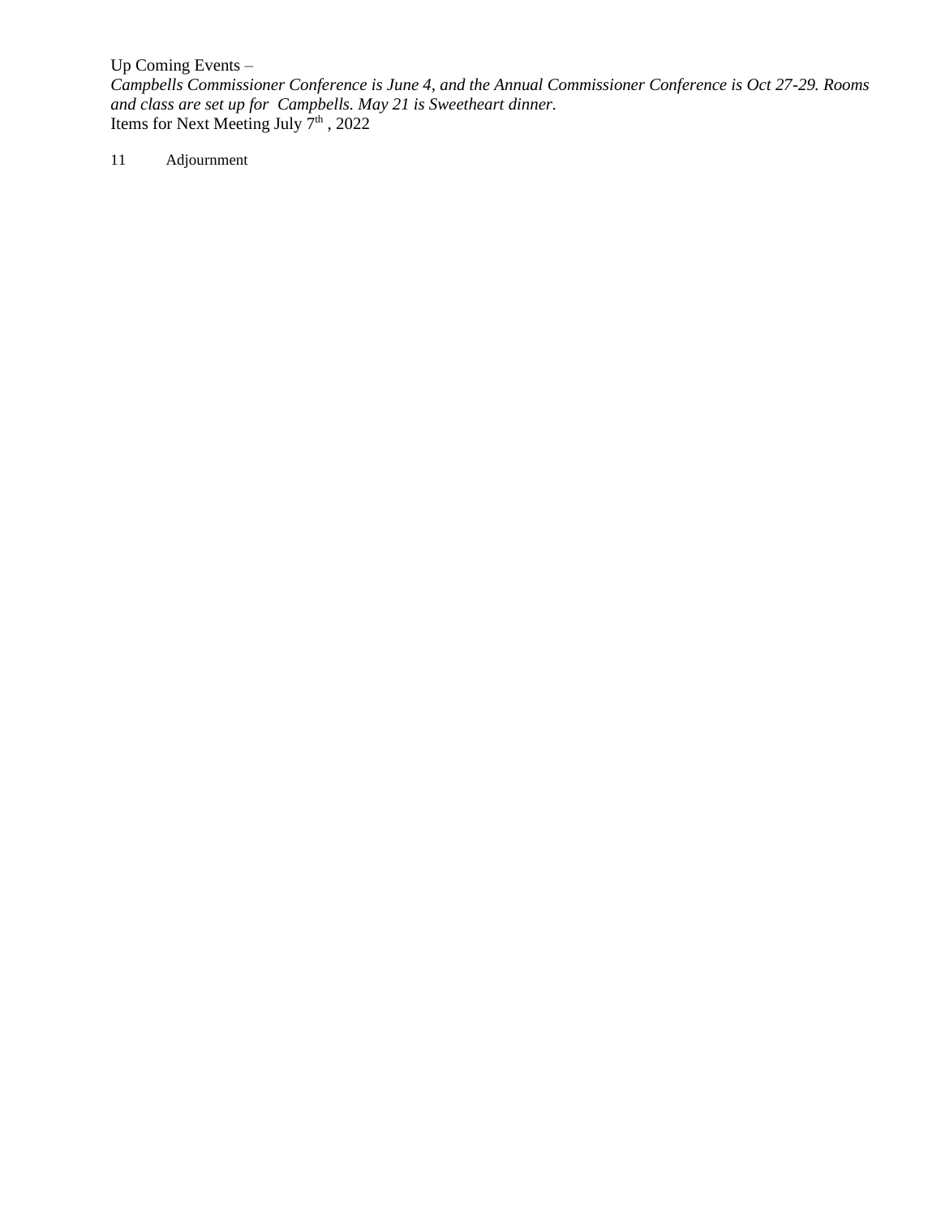Up Coming Events –

*Campbells Commissioner Conference is June 4, and the Annual Commissioner Conference is Oct 27-29. Rooms and class are set up for Campbells. May 21 is Sweetheart dinner.*

Items for Next Meeting July 7th , 2022

11 Adjournment